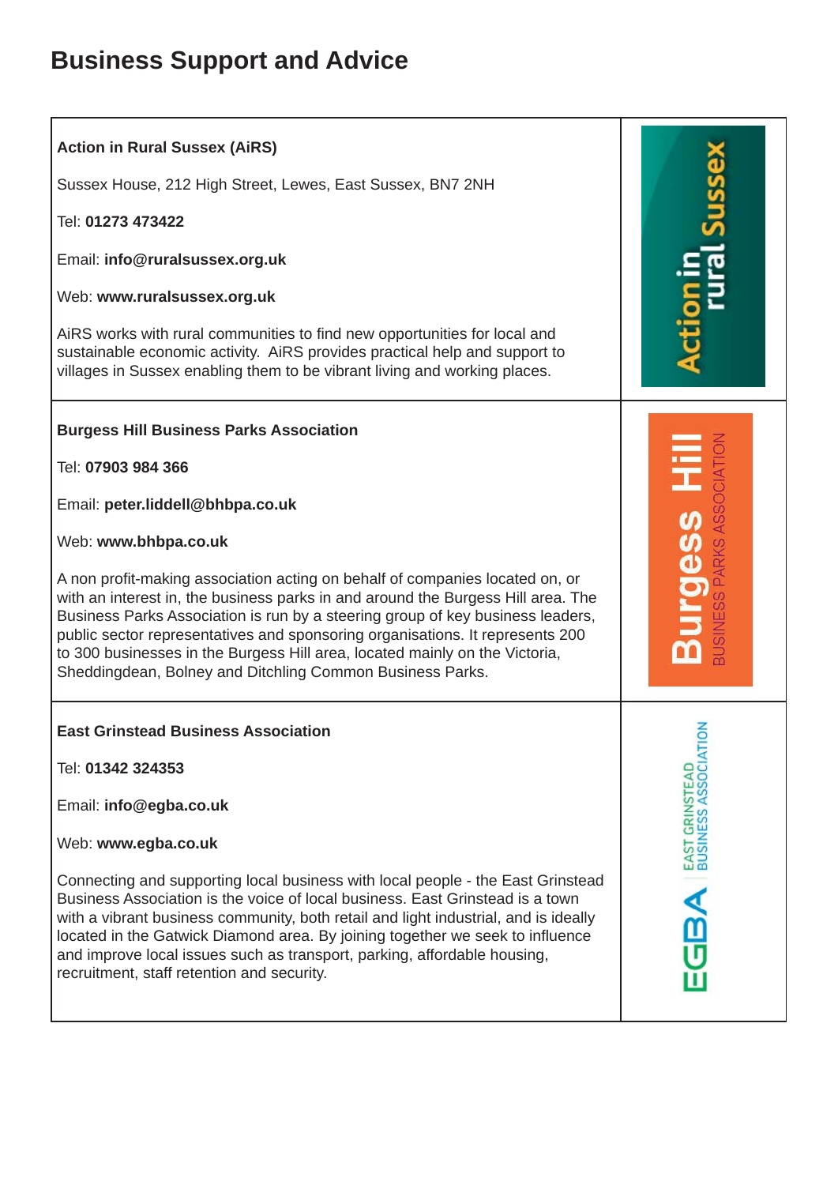# Business Support and Advice

### Action in Rural Sussex (AiRS)

Sussex House, 212 High Street, Lewes, East Sussex, BN7 2NH

Tel: **01273 473422**

Email: **info@ruralsussex.org.uk**

Web: **www.ruralsussex.org.uk**

AiRS works with rural communities to find new opportunities for local and sustainable economic activity. AiRS provides practical help and support to villages in Sussex enabling them to be vibrant living and working places.

### Burgess Hill Business Parks Association

Tel: **07903 984 366**

Email: **peter.liddell@bhbpa.co.uk**

Web: **www.bhbpa.co.uk**

A non profit-making association acting on behalf of companies located on, or with an interest in, the business parks in and around the Burgess Hill area. The Business Parks Association is run by a steering group of key business leaders, public sector representatives and sponsoring organisations. It represents 200 to 300 businesses in the Burgess Hill area, located mainly on the Victoria, Sheddingdean, Bolney and Ditchling Common Business Parks.

### East Grinstead Business Association

Tel: **01342 324353**

Email: **info@egba.co.uk**

Web: **www.egba.co.uk**

Connecting and supporting local business with local people - the East Grinstead Business Association is the voice of local business. East Grinstead is a town with a vibrant business community, both retail and light industrial, and is ideally located in the Gatwick Diamond area. By joining together we seek to influence and improve local issues such as transport, parking, affordable housing, recruitment, staff retention and security.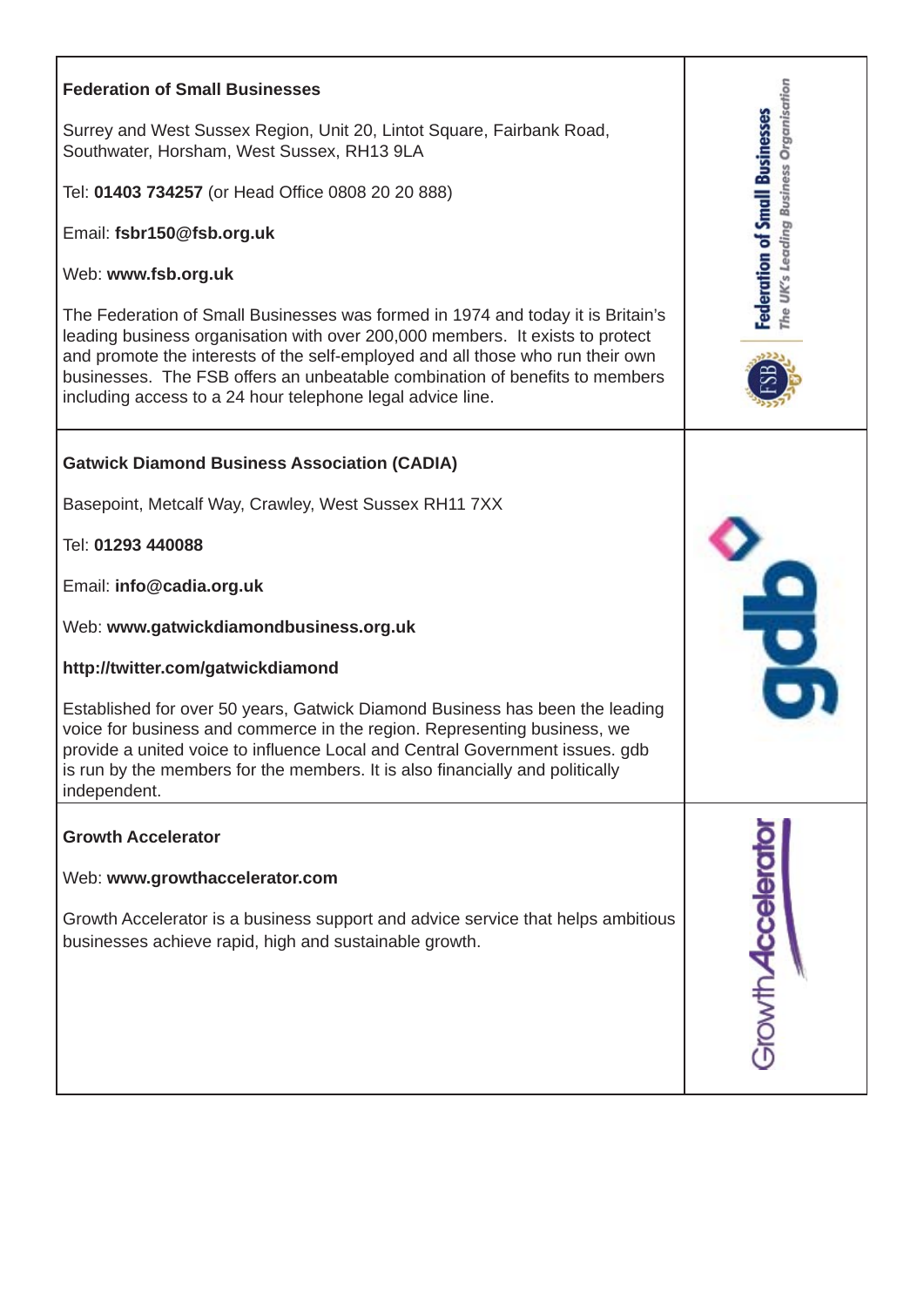**Federation of Small Businesses**

Surrey and West Sussex Region, Unit 20, Lintot Square, Fairbank Road, Southwater, Horsham, West Sussex, RH13 9LA

Tel: **01403 734257** (or Head Office 0808 20 20 888)

Email: **fsbr150@fsb.org.uk**

Web: **www.fsb.org.uk**

The Federation of Small Businesses was formed in 1974 and today it is Britain's leading business organisation with over 200,000 members. It exists to protect and promote the interests of the self-employed and all those who run their own businesses. The FSB offers an unbeatable combination of benefits to members including access to a 24 hour telephone legal advice line.

**Gatwick Diamond Business Association (CADIA)**

Basepoint, Metcalf Way, Crawley, West Sussex RH11 7XX

Tel: **01293 440088**

Email: **info@cadia.org.uk**

Web: **www.gatwickdiamondbusiness.org.uk**

**http://twitter.com/gatwickdiamond**

Established for over 50 years, Gatwick Diamond Business has been the leading voice for business and commerce in the region. Representing business, we provide a united voice to influence Local and Central Government issues. gdb is run by the members for the members. It is also financially and politically independent.

**Growth Accelerator**

Web: **www.growthaccelerator.com**

Growth Accelerator is a business support and advice service that helps ambitious businesses achieve rapid, high and sustainable growth.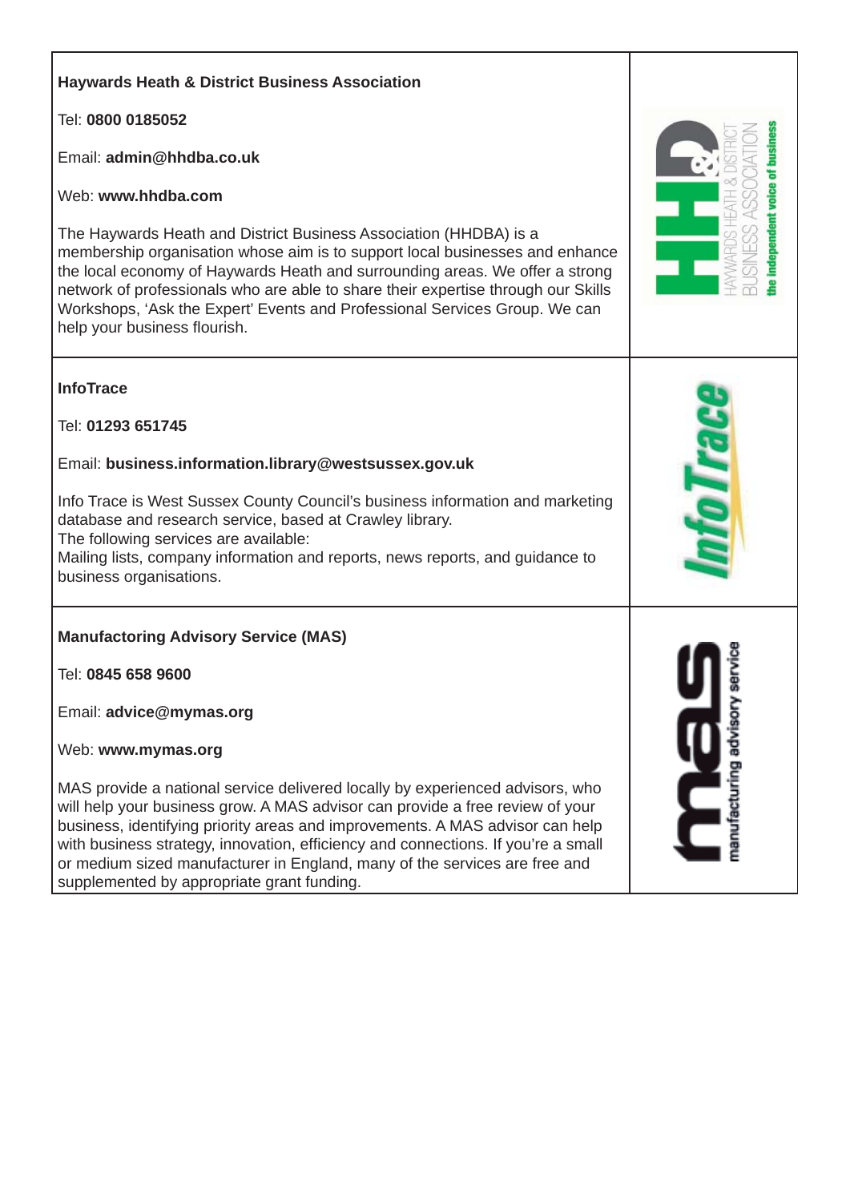**Haywards Heath & District Business Association**

Tel: **0800 0185052**

Email: **admin@hhdba.co.uk**

Web: **www.hhdba.com**

The Haywards Heath and District Business Association (HHDBA) is a membership organisation whose aim is to support local businesses and enhance the local economy of Haywards Heath and surrounding areas. We offer a strong network of professionals who are able to share their expertise through our Skills Workshops, 'Ask the Expert' Events and Professional Services Group. We can help your business flourish.

**InfoTrace**

Tel: **01293 651745**

Email: **business.information.library@westsussex.gov.uk**

Info Trace is West Sussex County Council's business information and marketing database and research service, based at Crawley library.
The following services are available:
Mailing lists, company information and reports, news reports, and guidance to business organisations.

**Manufactoring Advisory Service (MAS)**

Tel: **0845 658 9600**

Email: **advice@mymas.org**

Web: **www.mymas.org**

MAS provide a national service delivered locally by experienced advisors, who will help your business grow. A MAS advisor can provide a free review of your business, identifying priority areas and improvements. A MAS advisor can help with business strategy, innovation, efficiency and connections. If you're a small or medium sized manufacturer in England, many of the services are free and supplemented by appropriate grant funding.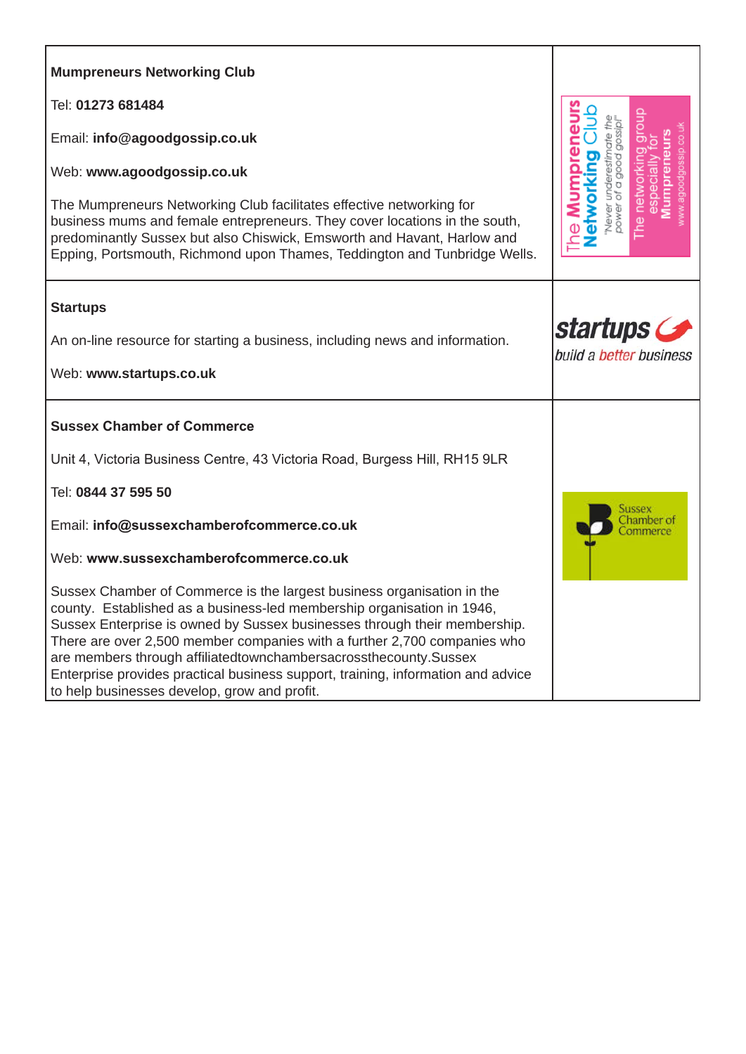| | |
|---|---|
| **Mumpreneurs Networking Club**<br><br>Tel: **01273 681484**<br><br>Email: **info@agoodgossip.co.uk**<br><br>Web: **www.agoodgossip.co.uk**<br><br>The Mumpreneurs Networking Club facilitates effective networking for business mums and female entrepreneurs. They cover locations in the south, predominantly Sussex but also Chiswick, Emsworth and Havant, Harlow and Epping, Portsmouth, Richmond upon Thames, Teddington and Tunbridge Wells. | The Mumpreneurs Networking Club "Never underestimate the power of a good gossip!" The networking group especially for Mumpreneurs www.agoodgossip.co.uk |
| **Startups**<br><br>An on-line resource for starting a business, including news and information.<br><br>Web: **www.startups.co.uk** | startups build a better business |
| **Sussex Chamber of Commerce**<br><br>Unit 4, Victoria Business Centre, 43 Victoria Road, Burgess Hill, RH15 9LR<br><br>Tel: **0844 37 595 50**<br><br>Email: **info@sussexchamberofcommerce.co.uk**<br><br>Web: **www.sussexchamberofcommerce.co.uk**<br><br>Sussex Chamber of Commerce is the largest business organisation in the county. Established as a business-led membership organisation in 1946, Sussex Enterprise is owned by Sussex businesses through their membership. There are over 2,500 member companies with a further 2,700 companies who are members through affiliatedtownchambersacrossthecounty.Sussex Enterprise provides practical business support, training, information and advice to help businesses develop, grow and profit. | Sussex Chamber of Commerce |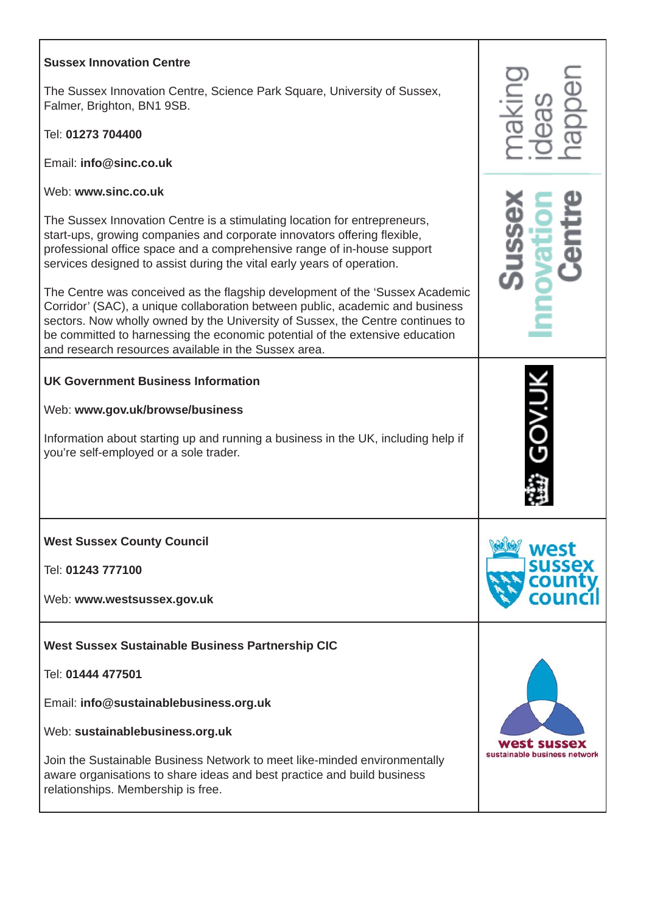**Sussex Innovation Centre**

The Sussex Innovation Centre, Science Park Square, University of Sussex, Falmer, Brighton, BN1 9SB.

Tel: **01273 704400**

Email: **info@sinc.co.uk**

Web: **www.sinc.co.uk**

The Sussex Innovation Centre is a stimulating location for entrepreneurs, start-ups, growing companies and corporate innovators offering flexible, professional office space and a comprehensive range of in-house support services designed to assist during the vital early years of operation.

The Centre was conceived as the flagship development of the 'Sussex Academic Corridor' (SAC), a unique collaboration between public, academic and business sectors. Now wholly owned by the University of Sussex, the Centre continues to be committed to harnessing the economic potential of the extensive education and research resources available in the Sussex area.

**UK Government Business Information**

Web: **www.gov.uk/browse/business**

Information about starting up and running a business in the UK, including help if you're self-employed or a sole trader.

**West Sussex County Council**

Tel: **01243 777100**

Web: **www.westsussex.gov.uk**

**West Sussex Sustainable Business Partnership CIC**

Tel: **01444 477501**

Email: **info@sustainablebusiness.org.uk**

Web: **sustainablebusiness.org.uk**

Join the Sustainable Business Network to meet like-minded environmentally aware organisations to share ideas and best practice and build business relationships. Membership is free.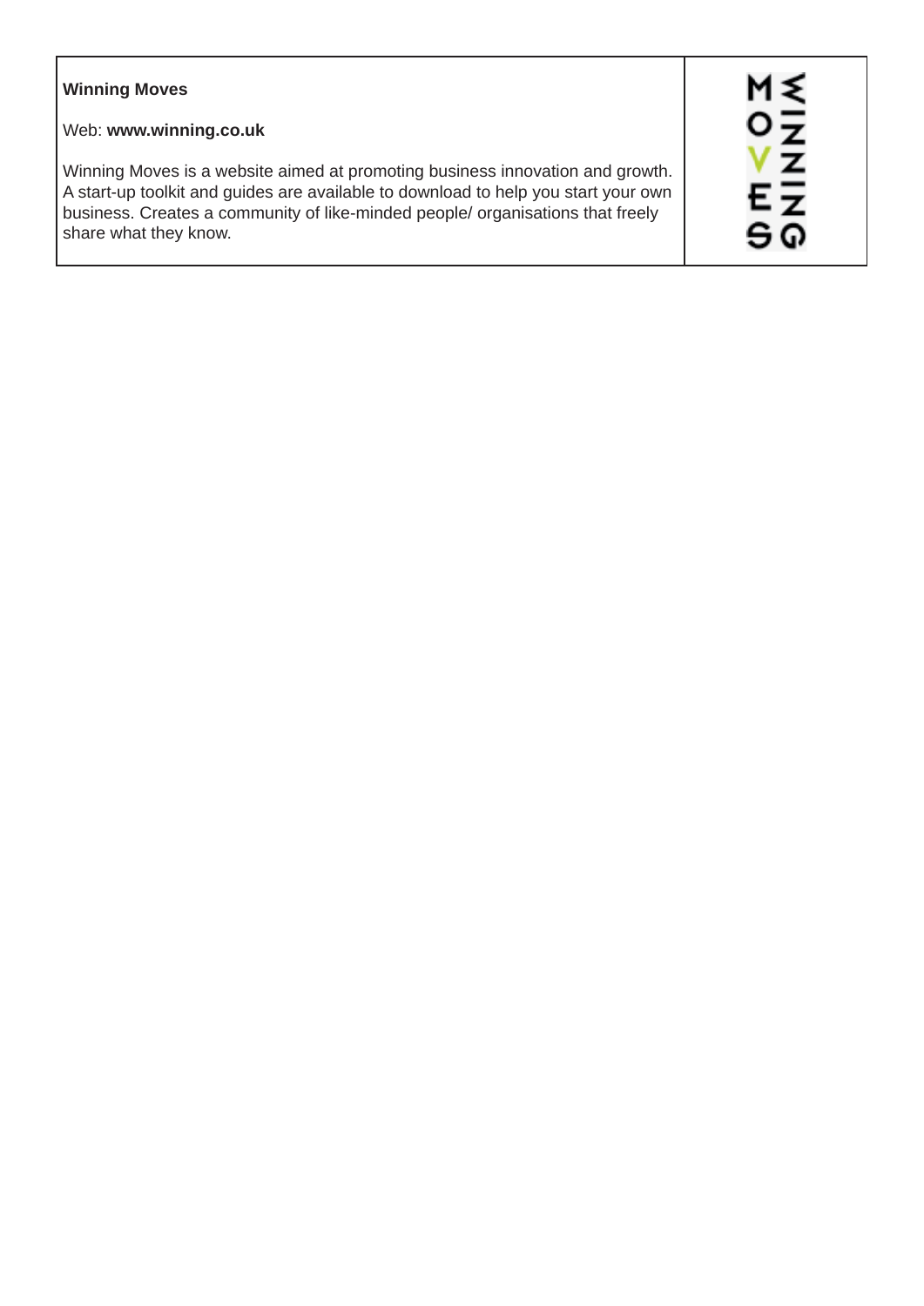**Winning Moves**

Web: **www.winning.co.uk**

Winning Moves is a website aimed at promoting business innovation and growth. A start-up toolkit and guides are available to download to help you start your own business. Creates a community of like-minded people/ organisations that freely share what they know.